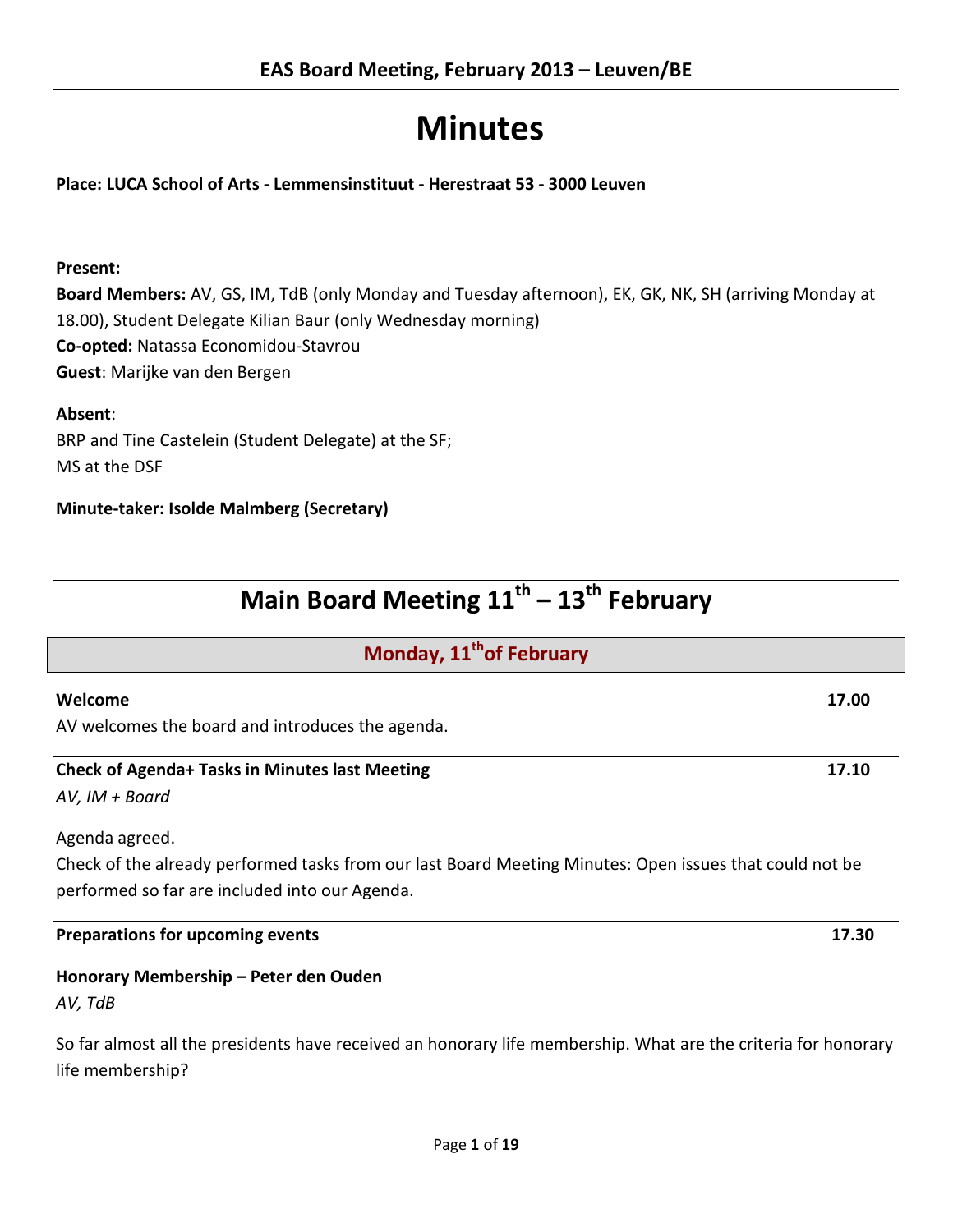## EAS Board Meeting, February 2013 – Leuven/BE

# Minutes

**Place: LUCA School of Arts - Lemmensinstituut - Herestraat 53 - 3000 Leuven**

**Present:**

**Board Members:** AV, GS, IM, TdB (only Monday and Tuesday afternoon), EK, GK, NK, SH (arriving Monday at 18.00), Student Delegate Kilian Baur (only Wednesday morning)

**Co-opted:** Natassa Economidou-Stavrou

**Guest**: Marijke van den Bergen

**Absent**:

BRP and Tine Castelein (Student Delegate) at the SF;

MS at the DSF

**Minute-taker: Isolde Malmberg (Secretary)**

# Main Board Meeting 11th – 13th February

## Monday, 11th of February

**Welcome** **17.00**

AV welcomes the board and introduces the agenda.

**Check of Agenda+ Tasks in Minutes last Meeting** **17.10**

*AV, IM + Board*

Agenda agreed.

Check of the already performed tasks from our last Board Meeting Minutes: Open issues that could not be performed so far are included into our Agenda.

**Preparations for upcoming events** **17.30**

**Honorary Membership – Peter den Ouden**

*AV, TdB*

So far almost all the presidents have received an honorary life membership. What are the criteria for honorary life membership?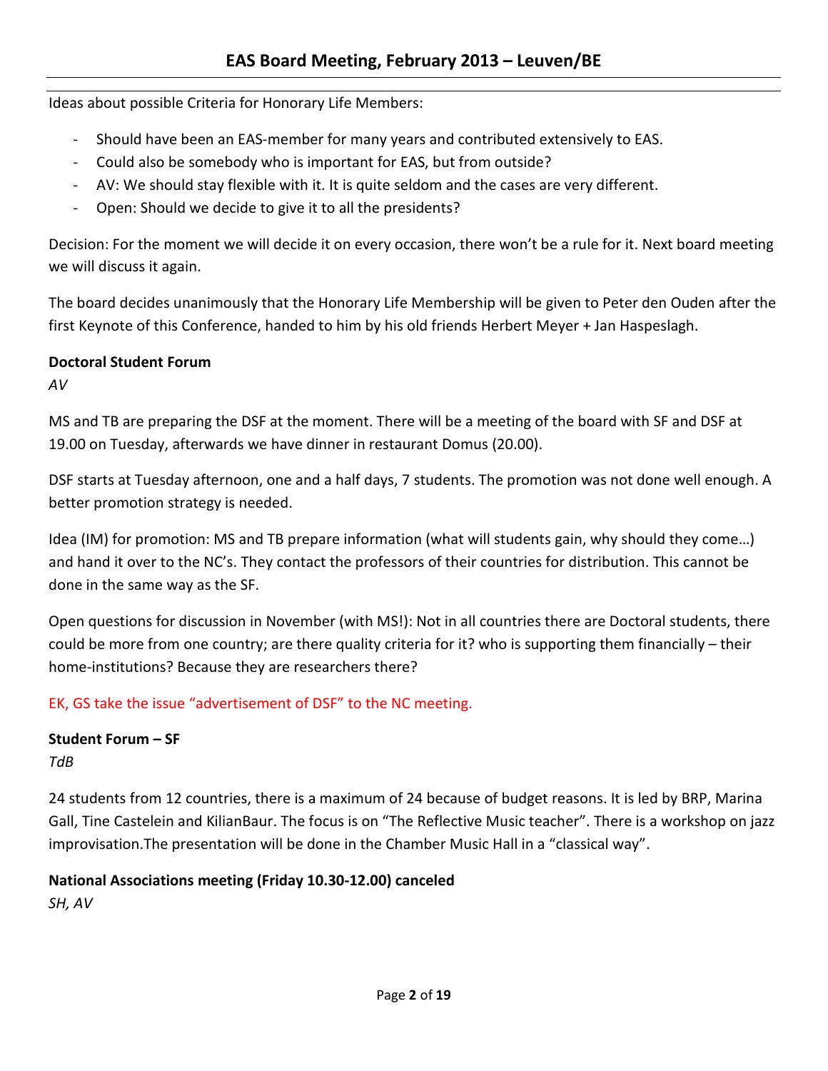Ideas about possible Criteria for Honorary Life Members:

- Should have been an EAS-member for many years and contributed extensively to EAS.
- Could also be somebody who is important for EAS, but from outside?
- AV: We should stay flexible with it. It is quite seldom and the cases are very different.
- Open: Should we decide to give it to all the presidents?

Decision: For the moment we will decide it on every occasion, there won't be a rule for it. Next board meeting we will discuss it again.

The board decides unanimously that the Honorary Life Membership will be given to Peter den Ouden after the first Keynote of this Conference, handed to him by his old friends Herbert Meyer + Jan Haspeslagh.

**Doctoral Student Forum**

*AV*

MS and TB are preparing the DSF at the moment. There will be a meeting of the board with SF and DSF at 19.00 on Tuesday, afterwards we have dinner in restaurant Domus (20.00).

DSF starts at Tuesday afternoon, one and a half days, 7 students. The promotion was not done well enough. A better promotion strategy is needed.

Idea (IM) for promotion: MS and TB prepare information (what will students gain, why should they come…) and hand it over to the NC's. They contact the professors of their countries for distribution. This cannot be done in the same way as the SF.

Open questions for discussion in November (with MS!): Not in all countries there are Doctoral students, there could be more from one country; are there quality criteria for it? who is supporting them financially – their home-institutions? Because they are researchers there?

EK, GS take the issue "advertisement of DSF" to the NC meeting.

**Student Forum – SF**

*TdB*

24 students from 12 countries, there is a maximum of 24 because of budget reasons. It is led by BRP, Marina Gall, Tine Castelein and KilianBaur. The focus is on "The Reflective Music teacher". There is a workshop on jazz improvisation.The presentation will be done in the Chamber Music Hall in a "classical way".

**National Associations meeting (Friday 10.30-12.00) canceled**

*SH, AV*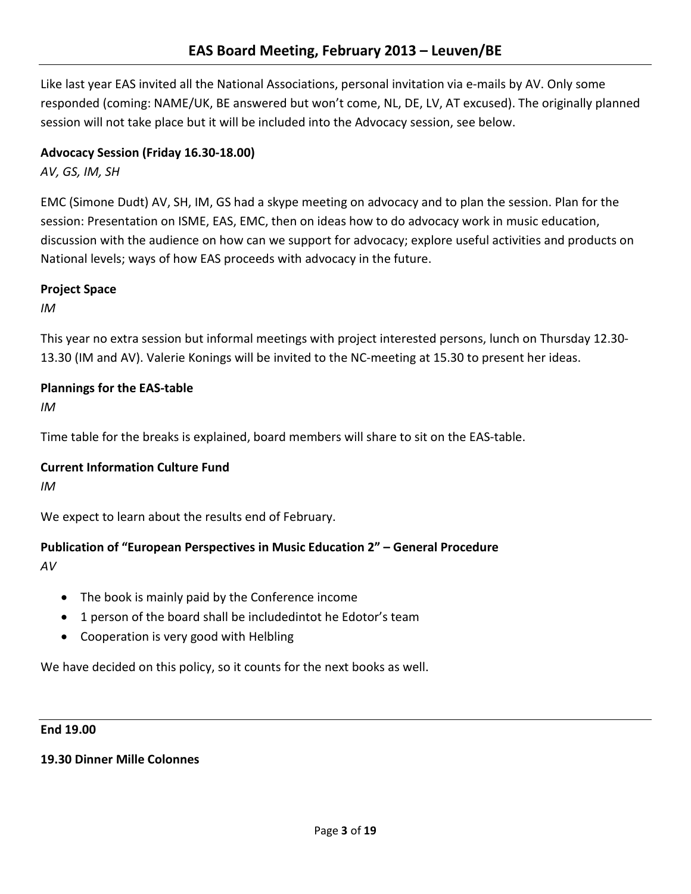Like last year EAS invited all the National Associations, personal invitation via e-mails by AV. Only some responded (coming: NAME/UK, BE answered but won't come, NL, DE, LV, AT excused). The originally planned session will not take place but it will be included into the Advocacy session, see below.

**Advocacy Session (Friday 16.30-18.00)**

*AV, GS, IM, SH*

EMC (Simone Dudt) AV, SH, IM, GS had a skype meeting on advocacy and to plan the session. Plan for the session: Presentation on ISME, EAS, EMC, then on ideas how to do advocacy work in music education, discussion with the audience on how can we support for advocacy; explore useful activities and products on National levels; ways of how EAS proceeds with advocacy in the future.

**Project Space**

*IM*

This year no extra session but informal meetings with project interested persons, lunch on Thursday 12.30-13.30 (IM and AV). Valerie Konings will be invited to the NC-meeting at 15.30 to present her ideas.

**Plannings for the EAS-table**

*IM*

Time table for the breaks is explained, board members will share to sit on the EAS-table.

**Current Information Culture Fund**

*IM*

We expect to learn about the results end of February.

**Publication of "European Perspectives in Music Education 2" – General Procedure**

*AV*

- The book is mainly paid by the Conference income
- 1 person of the board shall be includedintot he Edotor's team
- Cooperation is very good with Helbling

We have decided on this policy, so it counts for the next books as well.

---

**End 19.00**

**19.30 Dinner Mille Colonnes**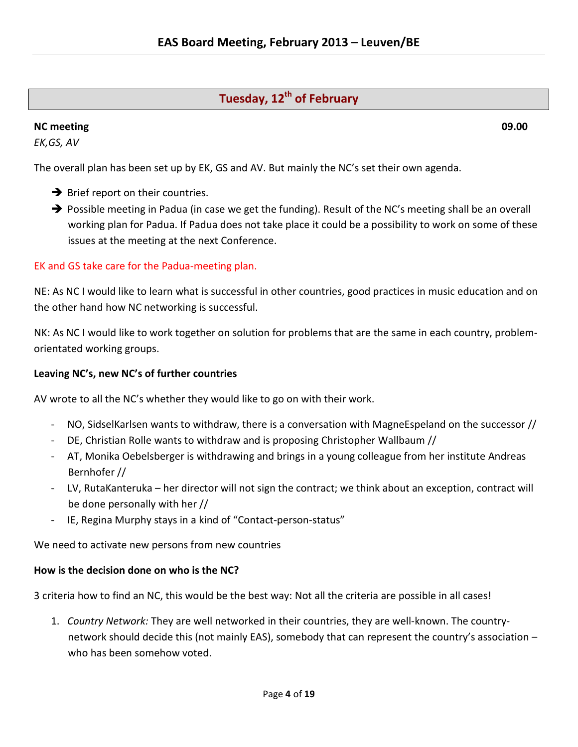# EAS Board Meeting, February 2013 – Leuven/BE

## Tuesday, 12th of February

**NC meeting** **09.00**

*EK,GS, AV*

The overall plan has been set up by EK, GS and AV. But mainly the NC's set their own agenda.

- ➔ Brief report on their countries.
- ➔ Possible meeting in Padua (in case we get the funding). Result of the NC's meeting shall be an overall working plan for Padua. If Padua does not take place it could be a possibility to work on some of these issues at the meeting at the next Conference.

EK and GS take care for the Padua-meeting plan.

NE: As NC I would like to learn what is successful in other countries, good practices in music education and on the other hand how NC networking is successful.

NK: As NC I would like to work together on solution for problems that are the same in each country, problem-orientated working groups.

**Leaving NC's, new NC's of further countries**

AV wrote to all the NC's whether they would like to go on with their work.

- NO, SidselKarlsen wants to withdraw, there is a conversation with MagneEspeland on the successor //
- DE, Christian Rolle wants to withdraw and is proposing Christopher Wallbaum //
- AT, Monika Oebelsberger is withdrawing and brings in a young colleague from her institute Andreas Bernhofer //
- LV, RutaKanteruka – her director will not sign the contract; we think about an exception, contract will be done personally with her //
- IE, Regina Murphy stays in a kind of "Contact-person-status"

We need to activate new persons from new countries

**How is the decision done on who is the NC?**

3 criteria how to find an NC, this would be the best way: Not all the criteria are possible in all cases!

1. *Country Network:* They are well networked in their countries, they are well-known. The country-network should decide this (not mainly EAS), somebody that can represent the country's association – who has been somehow voted.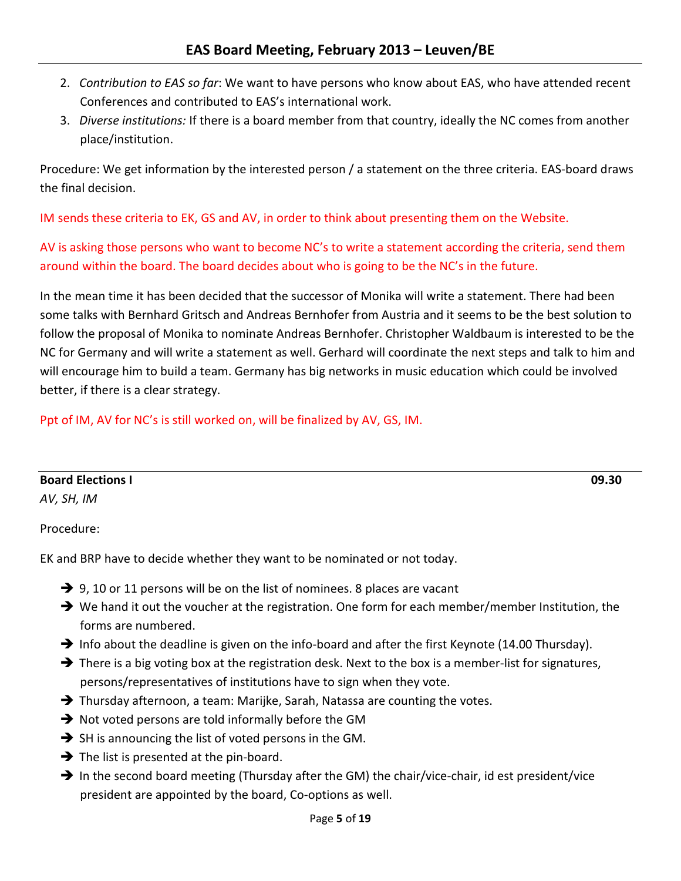2. *Contribution to EAS so far*: We want to have persons who know about EAS, who have attended recent Conferences and contributed to EAS's international work.
3. *Diverse institutions:* If there is a board member from that country, ideally the NC comes from another place/institution.

Procedure: We get information by the interested person / a statement on the three criteria. EAS-board draws the final decision.

IM sends these criteria to EK, GS and AV, in order to think about presenting them on the Website.

AV is asking those persons who want to become NC's to write a statement according the criteria, send them around within the board. The board decides about who is going to be the NC's in the future.

In the mean time it has been decided that the successor of Monika will write a statement. There had been some talks with Bernhard Gritsch and Andreas Bernhofer from Austria and it seems to be the best solution to follow the proposal of Monika to nominate Andreas Bernhofer. Christopher Waldbaum is interested to be the NC for Germany and will write a statement as well. Gerhard will coordinate the next steps and talk to him and will encourage him to build a team. Germany has big networks in music education which could be involved better, if there is a clear strategy.

Ppt of IM, AV for NC's is still worked on, will be finalized by AV, GS, IM.

**Board Elections I** **09.30**

*AV, SH, IM*

Procedure:

EK and BRP have to decide whether they want to be nominated or not today.

- ➔ 9, 10 or 11 persons will be on the list of nominees. 8 places are vacant
- ➔ We hand it out the voucher at the registration. One form for each member/member Institution, the forms are numbered.
- ➔ Info about the deadline is given on the info-board and after the first Keynote (14.00 Thursday).
- ➔ There is a big voting box at the registration desk. Next to the box is a member-list for signatures, persons/representatives of institutions have to sign when they vote.
- ➔ Thursday afternoon, a team: Marijke, Sarah, Natassa are counting the votes.
- ➔ Not voted persons are told informally before the GM
- ➔ SH is announcing the list of voted persons in the GM.
- ➔ The list is presented at the pin-board.
- ➔ In the second board meeting (Thursday after the GM) the chair/vice-chair, id est president/vice president are appointed by the board, Co-options as well.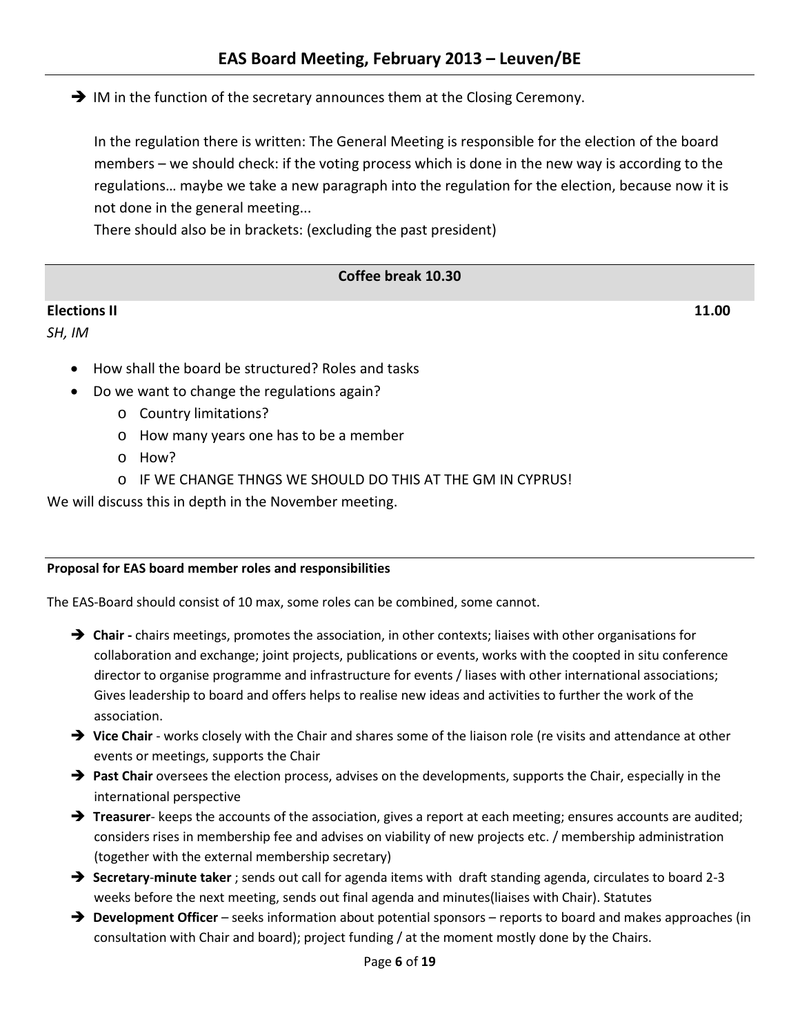➔ IM in the function of the secretary announces them at the Closing Ceremony.

In the regulation there is written: The General Meeting is responsible for the election of the board members – we should check: if the voting process which is done in the new way is according to the regulations… maybe we take a new paragraph into the regulation for the election, because now it is not done in the general meeting...

There should also be in brackets: (excluding the past president)

**Coffee break 10.30**

**Elections II** **11.00**

*SH, IM*

- How shall the board be structured? Roles and tasks
- Do we want to change the regulations again?
  - Country limitations?
  - How many years one has to be a member
  - How?
  - IF WE CHANGE THNGS WE SHOULD DO THIS AT THE GM IN CYPRUS!

We will discuss this in depth in the November meeting.

**Proposal for EAS board member roles and responsibilities**

The EAS-Board should consist of 10 max, some roles can be combined, some cannot.

- ➔ **Chair -** chairs meetings, promotes the association, in other contexts; liaises with other organisations for collaboration and exchange; joint projects, publications or events, works with the coopted in situ conference director to organise programme and infrastructure for events / liases with other international associations; Gives leadership to board and offers helps to realise new ideas and activities to further the work of the association.
- ➔ **Vice Chair** - works closely with the Chair and shares some of the liaison role (re visits and attendance at other events or meetings, supports the Chair
- ➔ **Past Chair** oversees the election process, advises on the developments, supports the Chair, especially in the international perspective
- ➔ **Treasurer**- keeps the accounts of the association, gives a report at each meeting; ensures accounts are audited; considers rises in membership fee and advises on viability of new projects etc. / membership administration (together with the external membership secretary)
- ➔ **Secretary**-**minute taker** ; sends out call for agenda items with draft standing agenda, circulates to board 2-3 weeks before the next meeting, sends out final agenda and minutes(liaises with Chair). Statutes
- ➔ **Development Officer** – seeks information about potential sponsors – reports to board and makes approaches (in consultation with Chair and board); project funding / at the moment mostly done by the Chairs.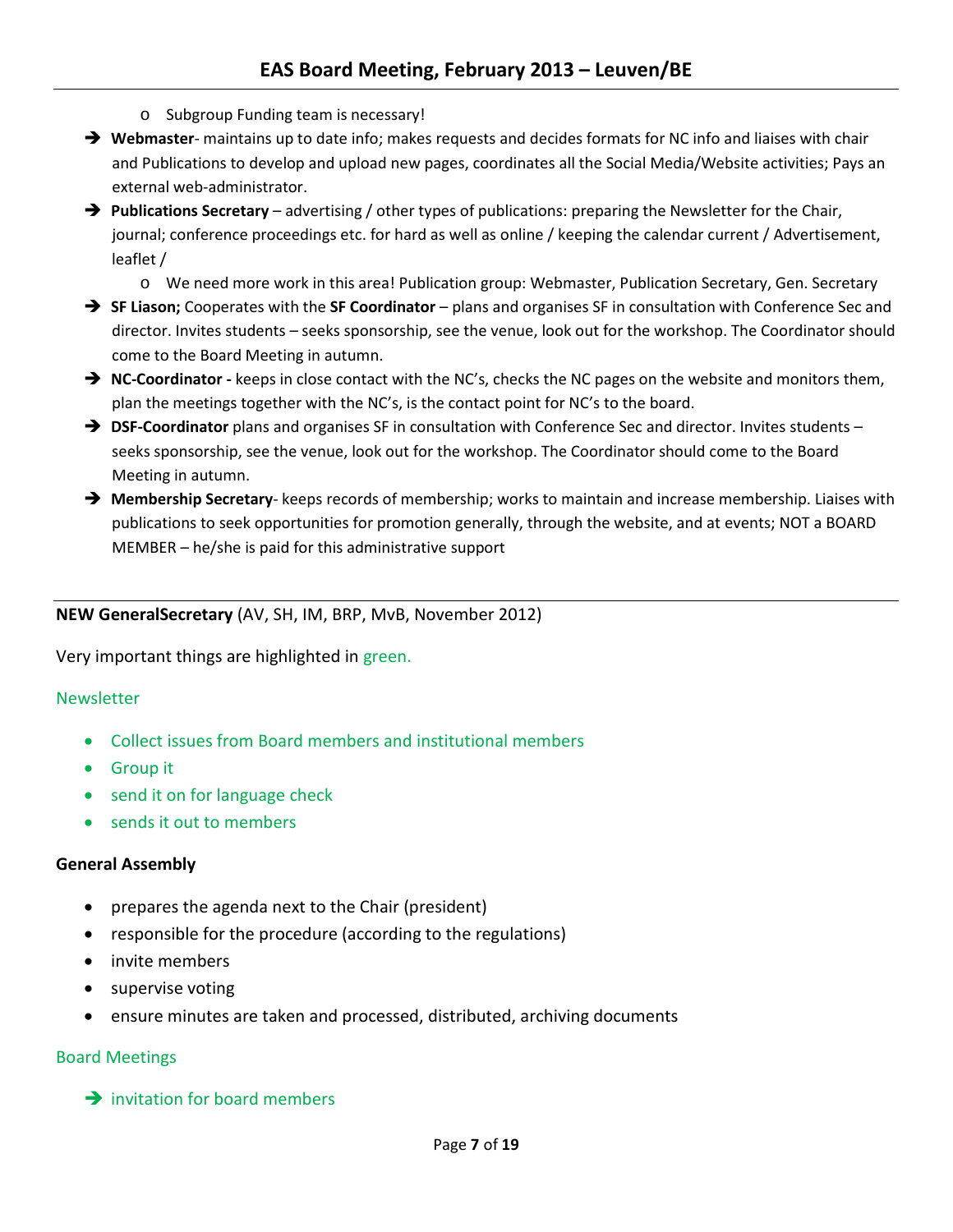- Subgroup Funding team is necessary!

- **Webmaster**- maintains up to date info; makes requests and decides formats for NC info and liaises with chair and Publications to develop and upload new pages, coordinates all the Social Media/Website activities; Pays an external web-administrator.
- **Publications Secretary** – advertising / other types of publications: preparing the Newsletter for the Chair, journal; conference proceedings etc. for hard as well as online / keeping the calendar current / Advertisement, leaflet /
  - We need more work in this area! Publication group: Webmaster, Publication Secretary, Gen. Secretary
- **SF Liason;** Cooperates with the **SF Coordinator** – plans and organises SF in consultation with Conference Sec and director. Invites students – seeks sponsorship, see the venue, look out for the workshop. The Coordinator should come to the Board Meeting in autumn.
- **NC-Coordinator -** keeps in close contact with the NC's, checks the NC pages on the website and monitors them, plan the meetings together with the NC's, is the contact point for NC's to the board.
- **DSF-Coordinator** plans and organises SF in consultation with Conference Sec and director. Invites students – seeks sponsorship, see the venue, look out for the workshop. The Coordinator should come to the Board Meeting in autumn.
- **Membership Secretary**- keeps records of membership; works to maintain and increase membership. Liaises with publications to seek opportunities for promotion generally, through the website, and at events; NOT a BOARD MEMBER – he/she is paid for this administrative support

---

**NEW GeneralSecretary** (AV, SH, IM, BRP, MvB, November 2012)

Very important things are highlighted in green.

Newsletter

- Collect issues from Board members and institutional members
- Group it
- send it on for language check
- sends it out to members

**General Assembly**

- prepares the agenda next to the Chair (president)
- responsible for the procedure (according to the regulations)
- invite members
- supervise voting
- ensure minutes are taken and processed, distributed, archiving documents

Board Meetings

- invitation for board members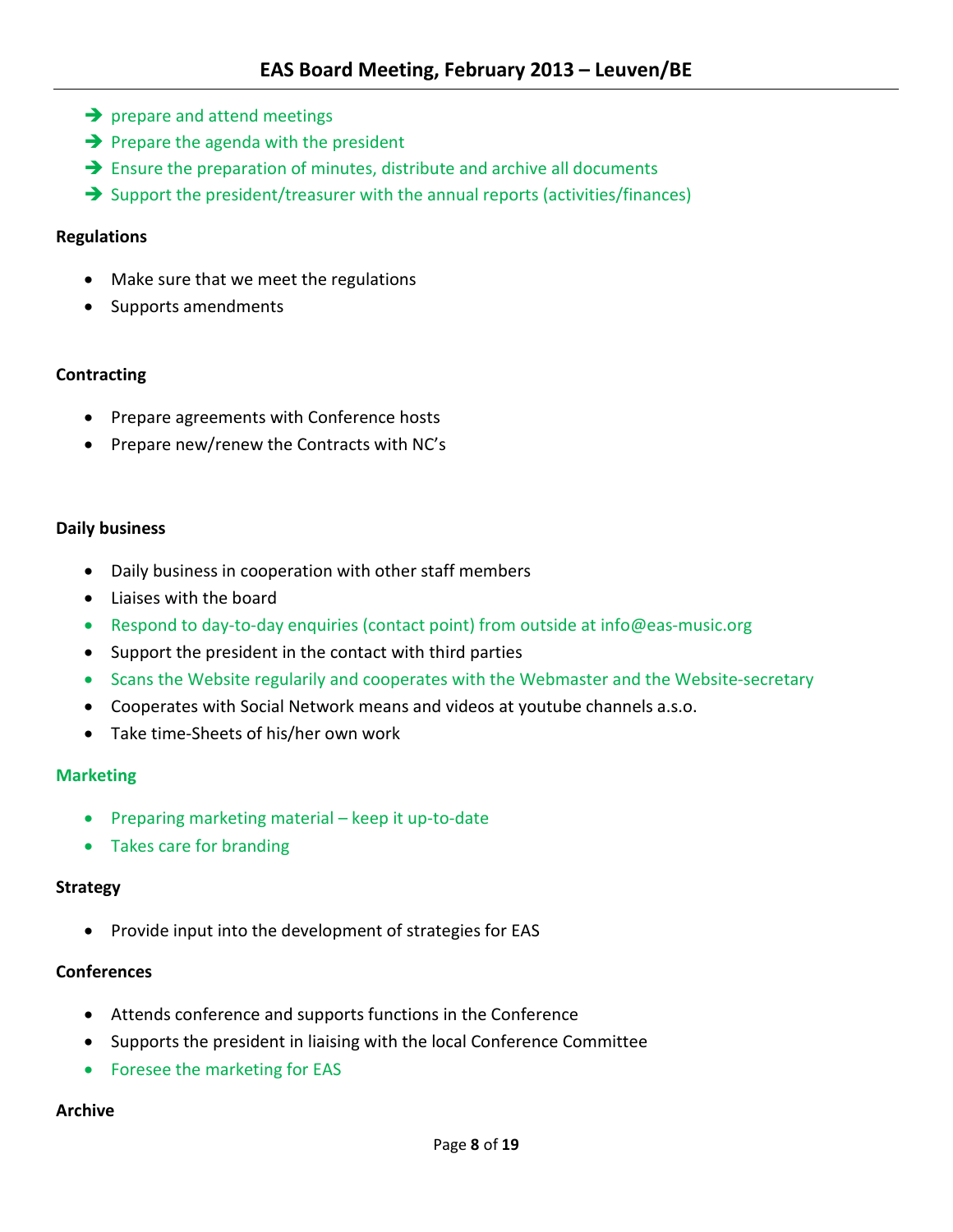- ➔ prepare and attend meetings
- ➔ Prepare the agenda with the president
- ➔ Ensure the preparation of minutes, distribute and archive all documents
- ➔ Support the president/treasurer with the annual reports (activities/finances)

**Regulations**

- Make sure that we meet the regulations
- Supports amendments

**Contracting**

- Prepare agreements with Conference hosts
- Prepare new/renew the Contracts with NC's

**Daily business**

- Daily business in cooperation with other staff members
- Liaises with the board
- Respond to day-to-day enquiries (contact point) from outside at info@eas-music.org
- Support the president in the contact with third parties
- Scans the Website regularily and cooperates with the Webmaster and the Website-secretary
- Cooperates with Social Network means and videos at youtube channels a.s.o.
- Take time-Sheets of his/her own work

**Marketing**

- Preparing marketing material – keep it up-to-date
- Takes care for branding

**Strategy**

- Provide input into the development of strategies for EAS

**Conferences**

- Attends conference and supports functions in the Conference
- Supports the president in liaising with the local Conference Committee
- Foresee the marketing for EAS

**Archive**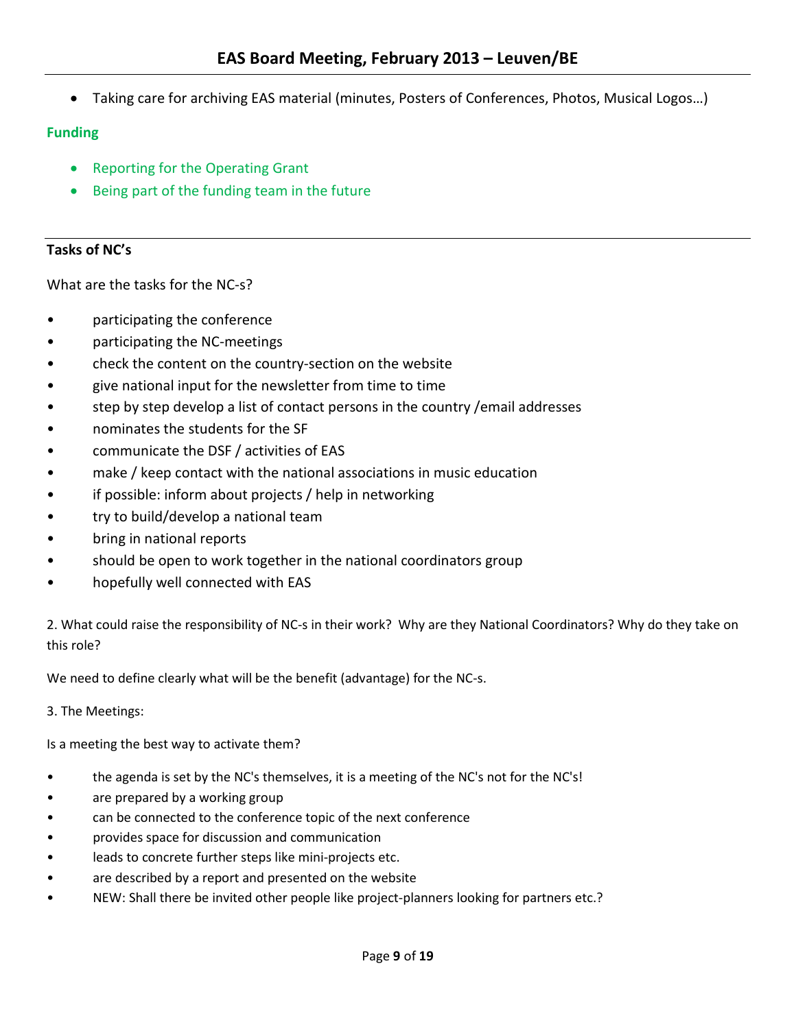- Taking care for archiving EAS material (minutes, Posters of Conferences, Photos, Musical Logos…)

**Funding**

- Reporting for the Operating Grant
- Being part of the funding team in the future

---

**Tasks of NC's**

What are the tasks for the NC-s?

- participating the conference
- participating the NC-meetings
- check the content on the country-section on the website
- give national input for the newsletter from time to time
- step by step develop a list of contact persons in the country /email addresses
- nominates the students for the SF
- communicate the DSF / activities of EAS
- make / keep contact with the national associations in music education
- if possible: inform about projects / help in networking
- try to build/develop a national team
- bring in national reports
- should be open to work together in the national coordinators group
- hopefully well connected with EAS

2. What could raise the responsibility of NC-s in their work? Why are they National Coordinators? Why do they take on this role?

We need to define clearly what will be the benefit (advantage) for the NC-s.

3. The Meetings:

Is a meeting the best way to activate them?

- the agenda is set by the NC's themselves, it is a meeting of the NC's not for the NC's!
- are prepared by a working group
- can be connected to the conference topic of the next conference
- provides space for discussion and communication
- leads to concrete further steps like mini-projects etc.
- are described by a report and presented on the website
- NEW: Shall there be invited other people like project-planners looking for partners etc.?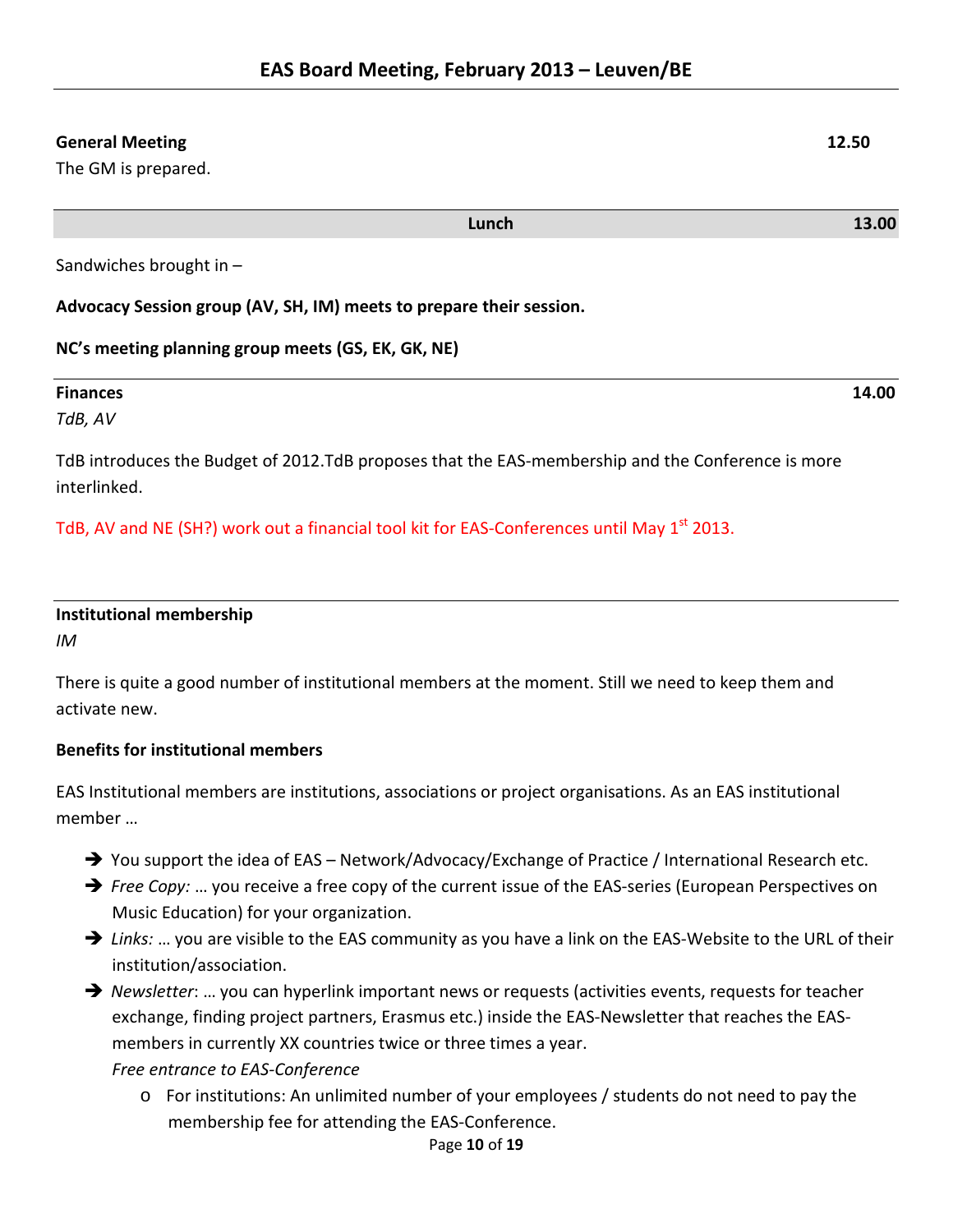**General Meeting** 12.50

The GM is prepared.

---

**Lunch** **13.00**

Sandwiches brought in –

**Advocacy Session group (AV, SH, IM) meets to prepare their session.**

**NC's meeting planning group meets (GS, EK, GK, NE)**

---

**Finances** **14.00**

*TdB, AV*

TdB introduces the Budget of 2012.TdB proposes that the EAS-membership and the Conference is more interlinked.

TdB, AV and NE (SH?) work out a financial tool kit for EAS-Conferences until May 1st 2013.

---

**Institutional membership**

*IM*

There is quite a good number of institutional members at the moment. Still we need to keep them and activate new.

**Benefits for institutional members**

EAS Institutional members are institutions, associations or project organisations. As an EAS institutional member …

- ➔ You support the idea of EAS – Network/Advocacy/Exchange of Practice / International Research etc.
- ➔ *Free Copy:* … you receive a free copy of the current issue of the EAS-series (European Perspectives on Music Education) for your organization.
- ➔ *Links:* … you are visible to the EAS community as you have a link on the EAS-Website to the URL of their institution/association.
- ➔ *Newsletter*: … you can hyperlink important news or requests (activities events, requests for teacher exchange, finding project partners, Erasmus etc.) inside the EAS-Newsletter that reaches the EAS-members in currently XX countries twice or three times a year.

  *Free entrance to EAS-Conference*

  - o For institutions: An unlimited number of your employees / students do not need to pay the membership fee for attending the EAS-Conference.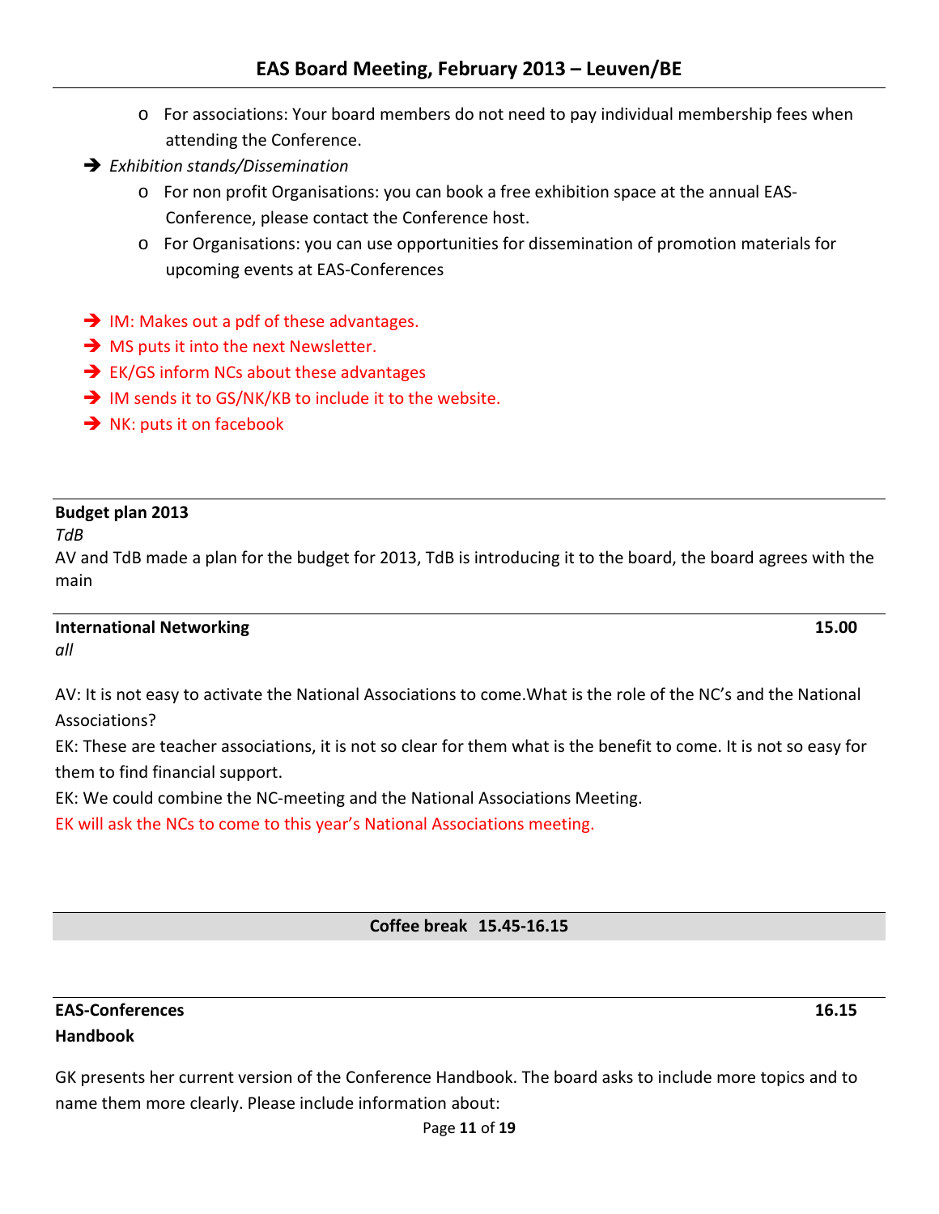- For associations: Your board members do not need to pay individual membership fees when attending the Conference.

➔ *Exhibition stands/Dissemination*

  - For non profit Organisations: you can book a free exhibition space at the annual EAS-Conference, please contact the Conference host.
  - For Organisations: you can use opportunities for dissemination of promotion materials for upcoming events at EAS-Conferences

➔ IM: Makes out a pdf of these advantages.

➔ MS puts it into the next Newsletter.

➔ EK/GS inform NCs about these advantages

➔ IM sends it to GS/NK/KB to include it to the website.

➔ NK: puts it on facebook

---

**Budget plan 2013**

*TdB*

AV and TdB made a plan for the budget for 2013, TdB is introducing it to the board, the board agrees with the main

---

**International Networking** **15.00**

*all*

AV: It is not easy to activate the National Associations to come.What is the role of the NC's and the National Associations?

EK: These are teacher associations, it is not so clear for them what is the benefit to come. It is not so easy for them to find financial support.

EK: We could combine the NC-meeting and the National Associations Meeting.

EK will ask the NCs to come to this year's National Associations meeting.

---

**Coffee break 15.45-16.15**

---

**EAS-Conferences** **16.15**

**Handbook**

GK presents her current version of the Conference Handbook. The board asks to include more topics and to name them more clearly. Please include information about: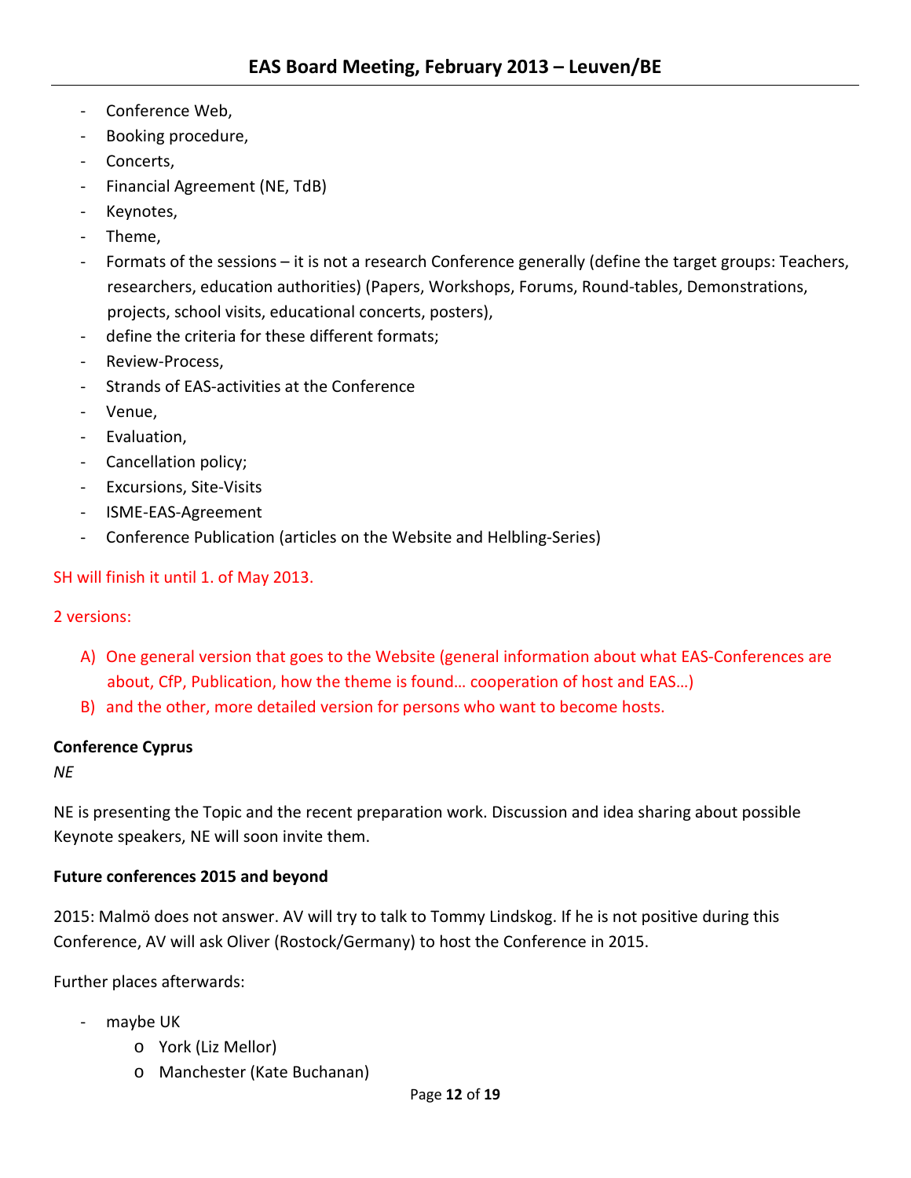- Conference Web,
- Booking procedure,
- Concerts,
- Financial Agreement (NE, TdB)
- Keynotes,
- Theme,
- Formats of the sessions – it is not a research Conference generally (define the target groups: Teachers, researchers, education authorities) (Papers, Workshops, Forums, Round-tables, Demonstrations, projects, school visits, educational concerts, posters),
- define the criteria for these different formats;
- Review-Process,
- Strands of EAS-activities at the Conference
- Venue,
- Evaluation,
- Cancellation policy;
- Excursions, Site-Visits
- ISME-EAS-Agreement
- Conference Publication (articles on the Website and Helbling-Series)

SH will finish it until 1. of May 2013.

2 versions:

A) One general version that goes to the Website (general information about what EAS-Conferences are about, CfP, Publication, how the theme is found… cooperation of host and EAS…)
B) and the other, more detailed version for persons who want to become hosts.

**Conference Cyprus**

*NE*

NE is presenting the Topic and the recent preparation work. Discussion and idea sharing about possible Keynote speakers, NE will soon invite them.

**Future conferences 2015 and beyond**

2015: Malmö does not answer. AV will try to talk to Tommy Lindskog. If he is not positive during this Conference, AV will ask Oliver (Rostock/Germany) to host the Conference in 2015.

Further places afterwards:

- maybe UK
  - York (Liz Mellor)
  - Manchester (Kate Buchanan)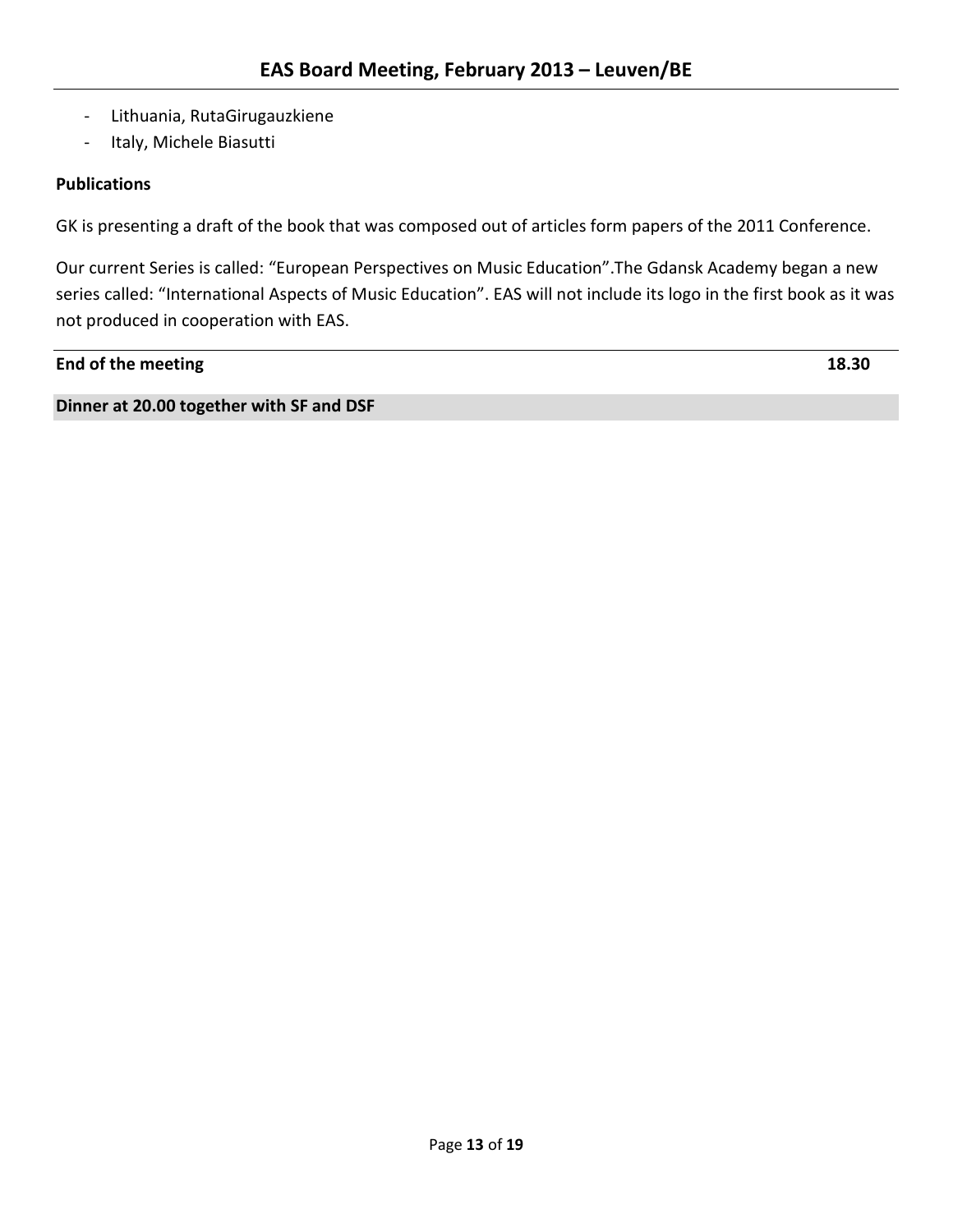- Lithuania, RutaGirugauzkiene
- Italy, Michele Biasutti

**Publications**

GK is presenting a draft of the book that was composed out of articles form papers of the 2011 Conference.

Our current Series is called: "European Perspectives on Music Education".The Gdansk Academy began a new series called: "International Aspects of Music Education". EAS will not include its logo in the first book as it was not produced in cooperation with EAS.

**End of the meeting** **18.30**

**Dinner at 20.00 together with SF and DSF**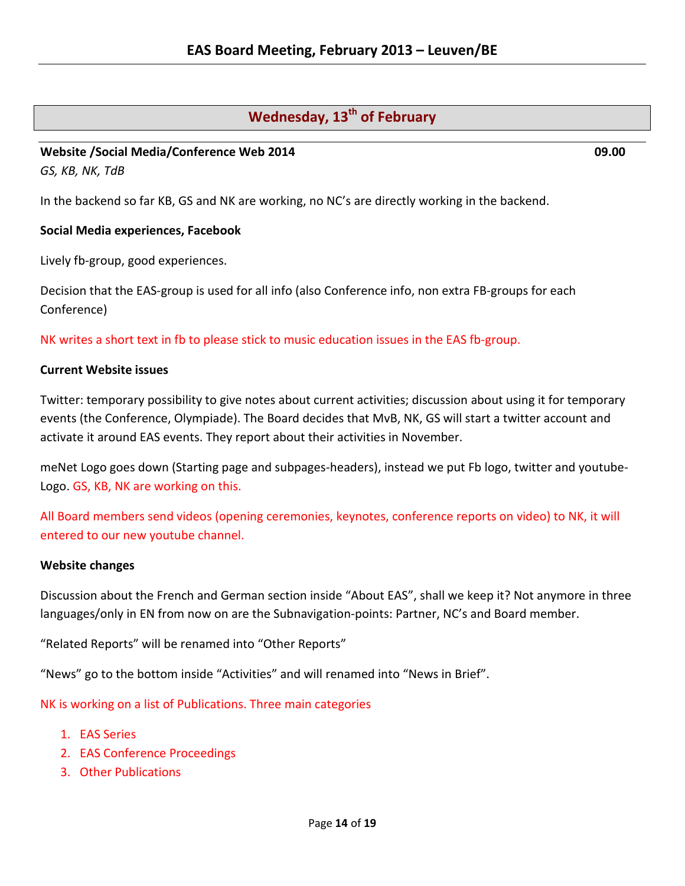## Wednesday, 13th of February

**Website /Social Media/Conference Web 2014** **09.00**

*GS, KB, NK, TdB*

In the backend so far KB, GS and NK are working, no NC's are directly working in the backend.

**Social Media experiences, Facebook**

Lively fb-group, good experiences.

Decision that the EAS-group is used for all info (also Conference info, non extra FB-groups for each Conference)

NK writes a short text in fb to please stick to music education issues in the EAS fb-group.

**Current Website issues**

Twitter: temporary possibility to give notes about current activities; discussion about using it for temporary events (the Conference, Olympiade). The Board decides that MvB, NK, GS will start a twitter account and activate it around EAS events. They report about their activities in November.

meNet Logo goes down (Starting page and subpages-headers), instead we put Fb logo, twitter and youtube-Logo. GS, KB, NK are working on this.

All Board members send videos (opening ceremonies, keynotes, conference reports on video) to NK, it will entered to our new youtube channel.

**Website changes**

Discussion about the French and German section inside "About EAS", shall we keep it? Not anymore in three languages/only in EN from now on are the Subnavigation-points: Partner, NC's and Board member.

"Related Reports" will be renamed into "Other Reports"

"News" go to the bottom inside "Activities" and will renamed into "News in Brief".

NK is working on a list of Publications. Three main categories

1. EAS Series
2. EAS Conference Proceedings
3. Other Publications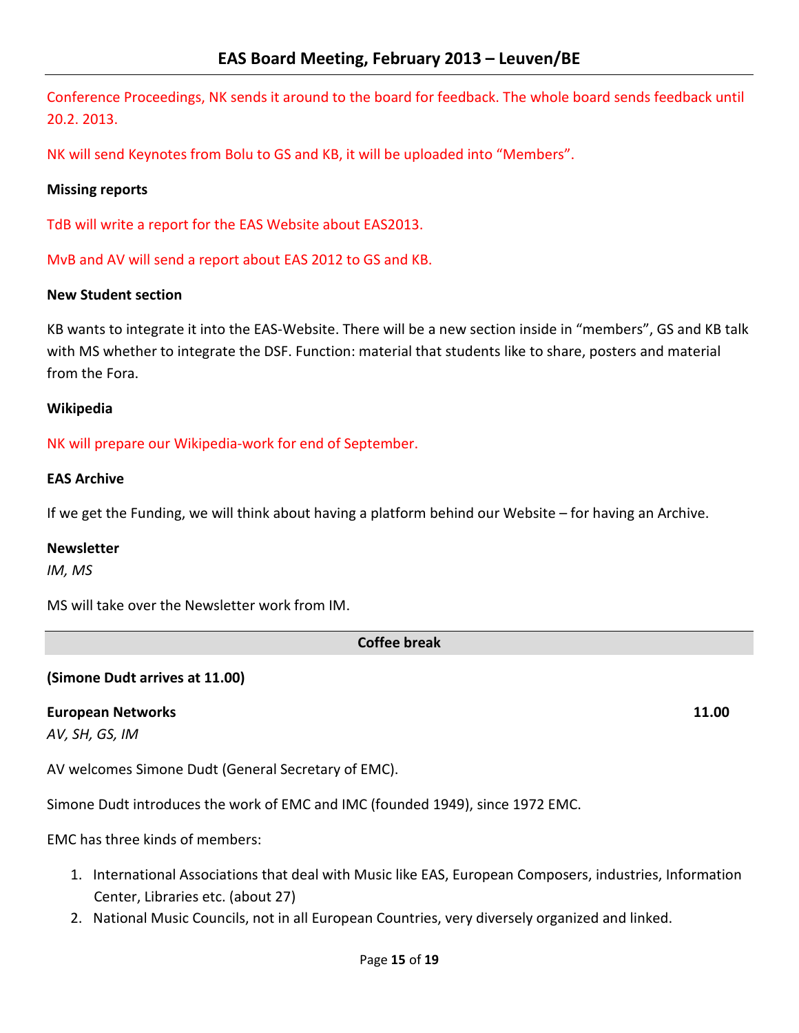Conference Proceedings, NK sends it around to the board for feedback. The whole board sends feedback until 20.2. 2013.

NK will send Keynotes from Bolu to GS and KB, it will be uploaded into "Members".

**Missing reports**

TdB will write a report for the EAS Website about EAS2013.

MvB and AV will send a report about EAS 2012 to GS and KB.

**New Student section**

KB wants to integrate it into the EAS-Website. There will be a new section inside in "members", GS and KB talk with MS whether to integrate the DSF. Function: material that students like to share, posters and material from the Fora.

**Wikipedia**

NK will prepare our Wikipedia-work for end of September.

**EAS Archive**

If we get the Funding, we will think about having a platform behind our Website – for having an Archive.

**Newsletter**

*IM, MS*

MS will take over the Newsletter work from IM.

**Coffee break**

**(Simone Dudt arrives at 11.00)**

**European Networks** **11.00**

*AV, SH, GS, IM*

AV welcomes Simone Dudt (General Secretary of EMC).

Simone Dudt introduces the work of EMC and IMC (founded 1949), since 1972 EMC.

EMC has three kinds of members:

1. International Associations that deal with Music like EAS, European Composers, industries, Information Center, Libraries etc. (about 27)
2. National Music Councils, not in all European Countries, very diversely organized and linked.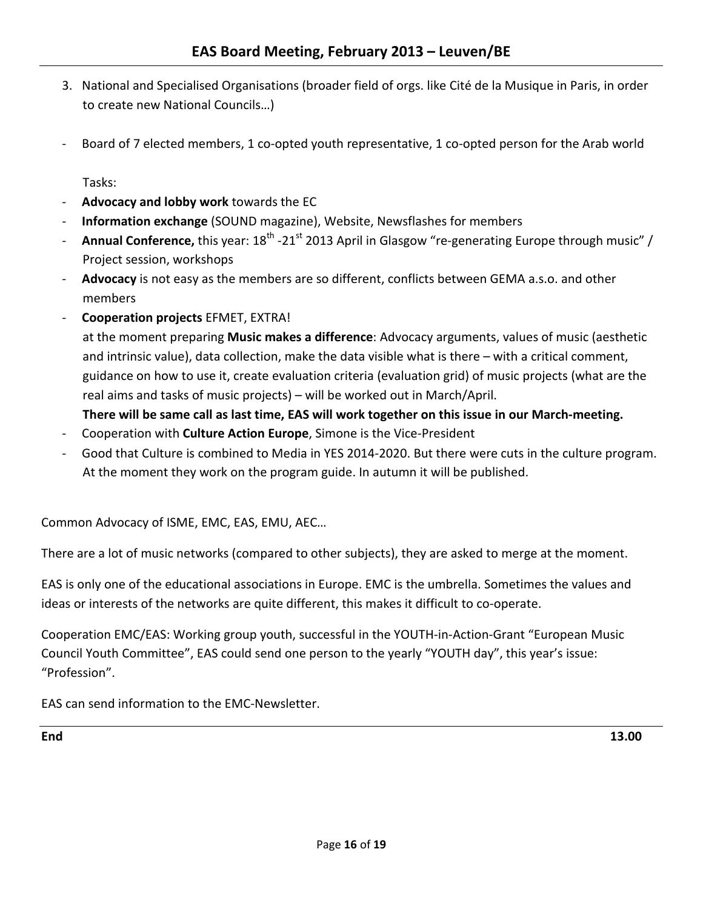3. National and Specialised Organisations (broader field of orgs. like Cité de la Musique in Paris, in order to create new National Councils…)

- Board of 7 elected members, 1 co-opted youth representative, 1 co-opted person for the Arab world

  Tasks:
- **Advocacy and lobby work** towards the EC
- **Information exchange** (SOUND magazine), Website, Newsflashes for members
- **Annual Conference,** this year: 18th -21st 2013 April in Glasgow "re-generating Europe through music" / Project session, workshops
- **Advocacy** is not easy as the members are so different, conflicts between GEMA a.s.o. and other members
- **Cooperation projects** EFMET, EXTRA!
  at the moment preparing **Music makes a difference**: Advocacy arguments, values of music (aesthetic and intrinsic value), data collection, make the data visible what is there – with a critical comment, guidance on how to use it, create evaluation criteria (evaluation grid) of music projects (what are the real aims and tasks of music projects) – will be worked out in March/April.
  **There will be same call as last time, EAS will work together on this issue in our March-meeting.**
- Cooperation with **Culture Action Europe**, Simone is the Vice-President
- Good that Culture is combined to Media in YES 2014-2020. But there were cuts in the culture program. At the moment they work on the program guide. In autumn it will be published.

Common Advocacy of ISME, EMC, EAS, EMU, AEC…

There are a lot of music networks (compared to other subjects), they are asked to merge at the moment.

EAS is only one of the educational associations in Europe. EMC is the umbrella. Sometimes the values and ideas or interests of the networks are quite different, this makes it difficult to co-operate.

Cooperation EMC/EAS: Working group youth, successful in the YOUTH-in-Action-Grant "European Music Council Youth Committee", EAS could send one person to the yearly "YOUTH day", this year's issue: "Profession".

EAS can send information to the EMC-Newsletter.

**End** **13.00**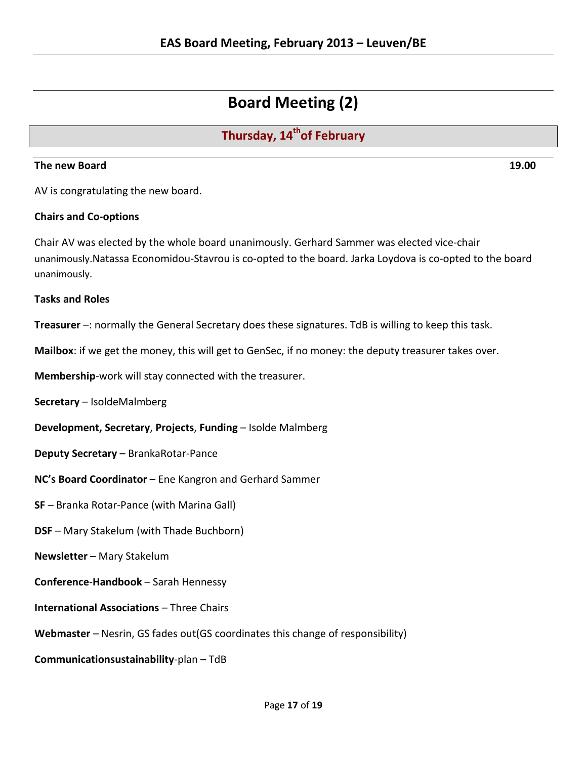# Board Meeting (2)

## Thursday, 14th of February

**The new Board** **19.00**

AV is congratulating the new board.

**Chairs and Co-options**

Chair AV was elected by the whole board unanimously. Gerhard Sammer was elected vice-chair unanimously.Natassa Economidou-Stavrou is co-opted to the board. Jarka Loydova is co-opted to the board unanimously.

**Tasks and Roles**

**Treasurer** –: normally the General Secretary does these signatures. TdB is willing to keep this task.

**Mailbox**: if we get the money, this will get to GenSec, if no money: the deputy treasurer takes over.

**Membership**-work will stay connected with the treasurer.

**Secretary** – IsoldeMalmberg

**Development, Secretary**, **Projects**, **Funding** – Isolde Malmberg

**Deputy Secretary** – BrankaRotar-Pance

**NC's Board Coordinator** – Ene Kangron and Gerhard Sammer

**SF** – Branka Rotar-Pance (with Marina Gall)

**DSF** – Mary Stakelum (with Thade Buchborn)

**Newsletter** – Mary Stakelum

**Conference**-**Handbook** – Sarah Hennessy

**International Associations** – Three Chairs

**Webmaster** – Nesrin, GS fades out(GS coordinates this change of responsibility)

**Communicationsustainability**-plan – TdB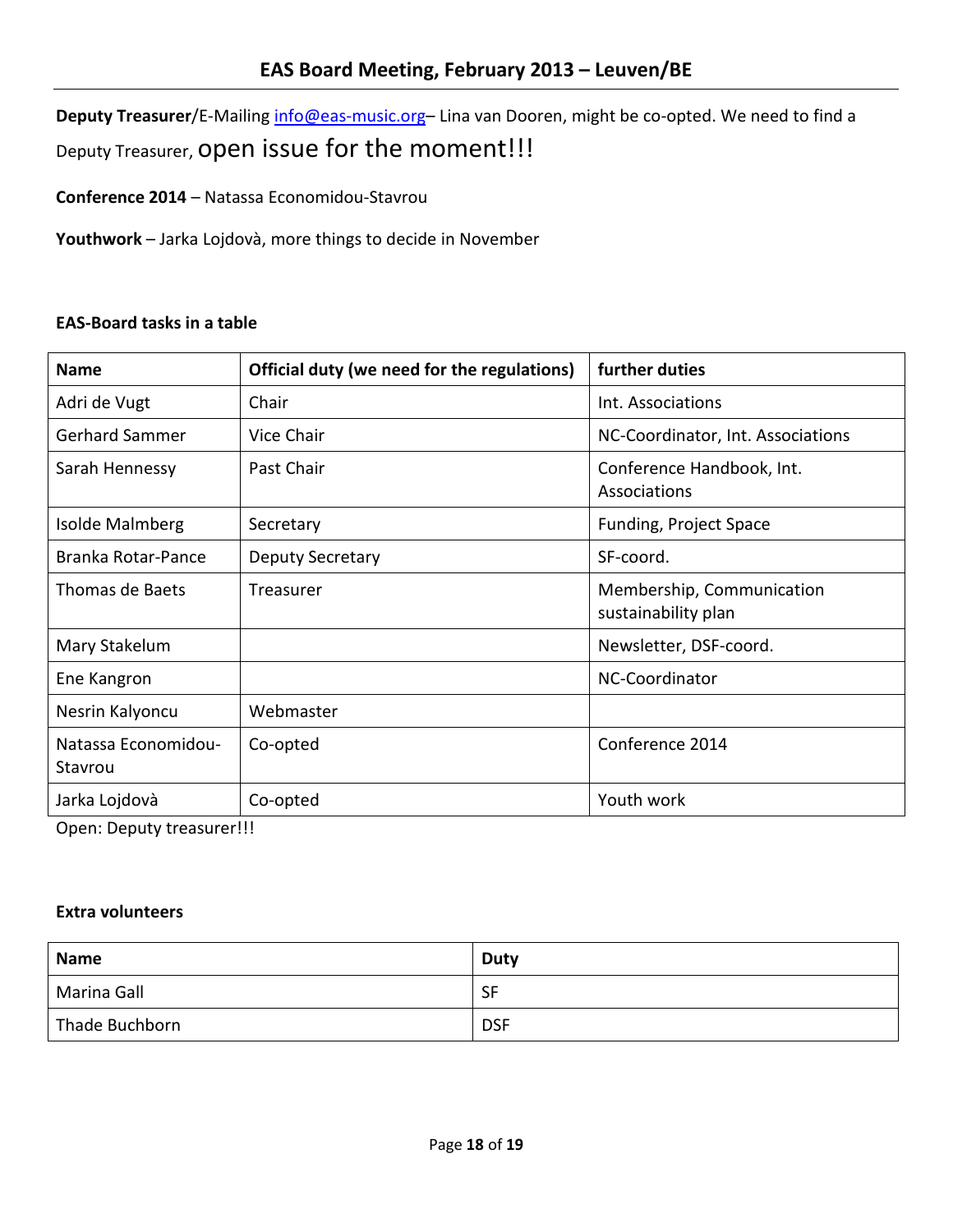**Deputy Treasurer**/E-Mailing info@eas-music.org– Lina van Dooren, might be co-opted. We need to find a Deputy Treasurer, open issue for the moment!!!

**Conference 2014** – Natassa Economidou-Stavrou

**Youthwork** – Jarka Lojdovà, more things to decide in November

**EAS-Board tasks in a table**

| Name | Official duty (we need for the regulations) | further duties |
|---|---|---|
| Adri de Vugt | Chair | Int. Associations |
| Gerhard Sammer | Vice Chair | NC-Coordinator, Int. Associations |
| Sarah Hennessy | Past Chair | Conference Handbook, Int. Associations |
| Isolde Malmberg | Secretary | Funding, Project Space |
| Branka Rotar-Pance | Deputy Secretary | SF-coord. |
| Thomas de Baets | Treasurer | Membership, Communication sustainability plan |
| Mary Stakelum | | Newsletter, DSF-coord. |
| Ene Kangron | | NC-Coordinator |
| Nesrin Kalyoncu | Webmaster | |
| Natassa Economidou-Stavrou | Co-opted | Conference 2014 |
| Jarka Lojdovà | Co-opted | Youth work |

Open: Deputy treasurer!!!

**Extra volunteers**

| Name | Duty |
|---|---|
| Marina Gall | SF |
| Thade Buchborn | DSF |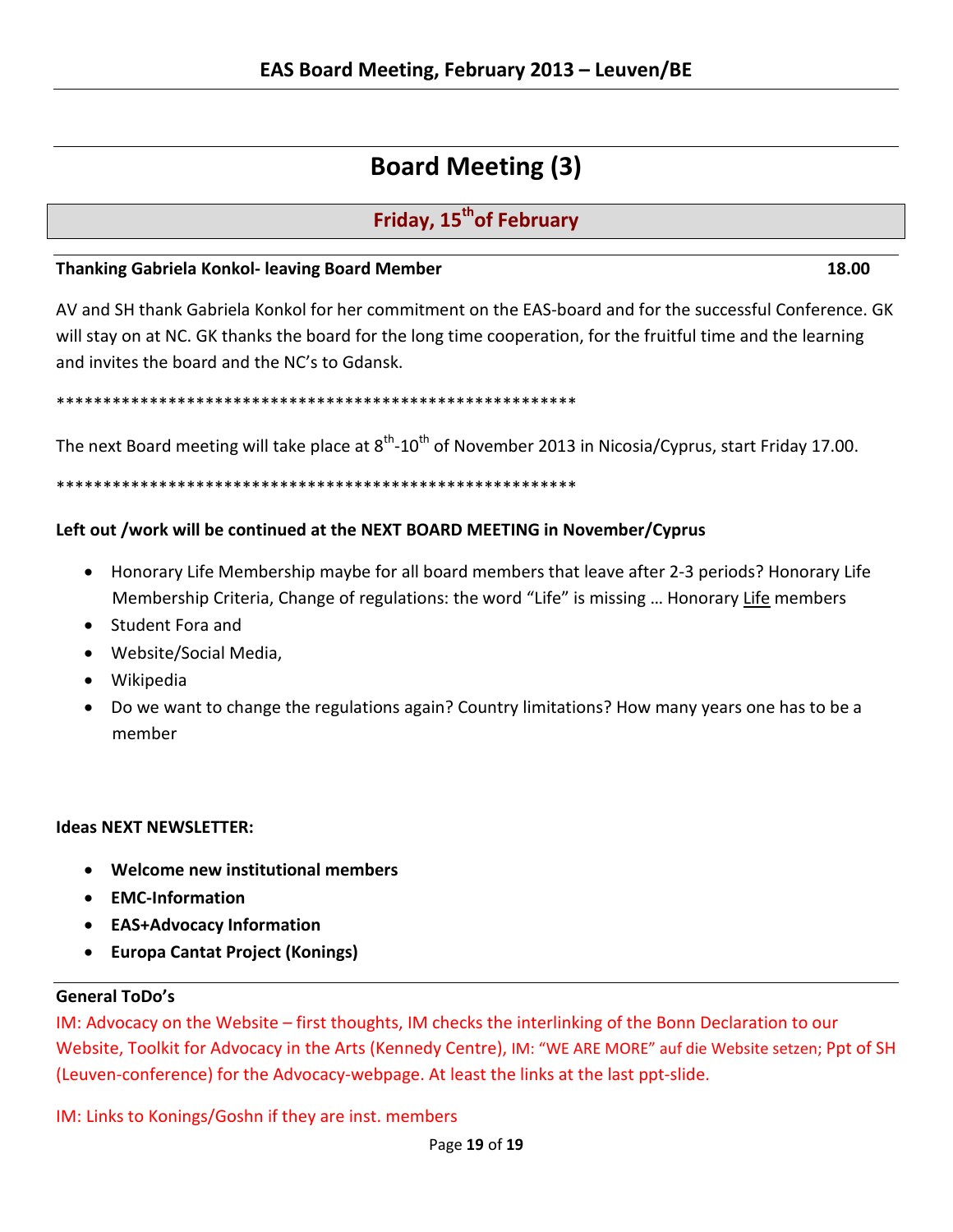# Board Meeting (3)

## Friday, 15th of February

**Thanking Gabriela Konkol- leaving Board Member** **18.00**

AV and SH thank Gabriela Konkol for her commitment on the EAS-board and for the successful Conference. GK will stay on at NC. GK thanks the board for the long time cooperation, for the fruitful time and the learning and invites the board and the NC's to Gdansk.

*********************************************************

The next Board meeting will take place at 8th-10th of November 2013 in Nicosia/Cyprus, start Friday 17.00.

*********************************************************

**Left out /work will be continued at the NEXT BOARD MEETING in November/Cyprus**

- Honorary Life Membership maybe for all board members that leave after 2-3 periods? Honorary Life Membership Criteria, Change of regulations: the word "Life" is missing … Honorary Life members
- Student Fora and
- Website/Social Media,
- Wikipedia
- Do we want to change the regulations again? Country limitations? How many years one has to be a member

**Ideas NEXT NEWSLETTER:**

- **Welcome new institutional members**
- **EMC-Information**
- **EAS+Advocacy Information**
- **Europa Cantat Project (Konings)**

**General ToDo's**

IM: Advocacy on the Website – first thoughts, IM checks the interlinking of the Bonn Declaration to our Website, Toolkit for Advocacy in the Arts (Kennedy Centre), IM: "WE ARE MORE" auf die Website setzen; Ppt of SH (Leuven-conference) for the Advocacy-webpage. At least the links at the last ppt-slide.

IM: Links to Konings/Goshn if they are inst. members